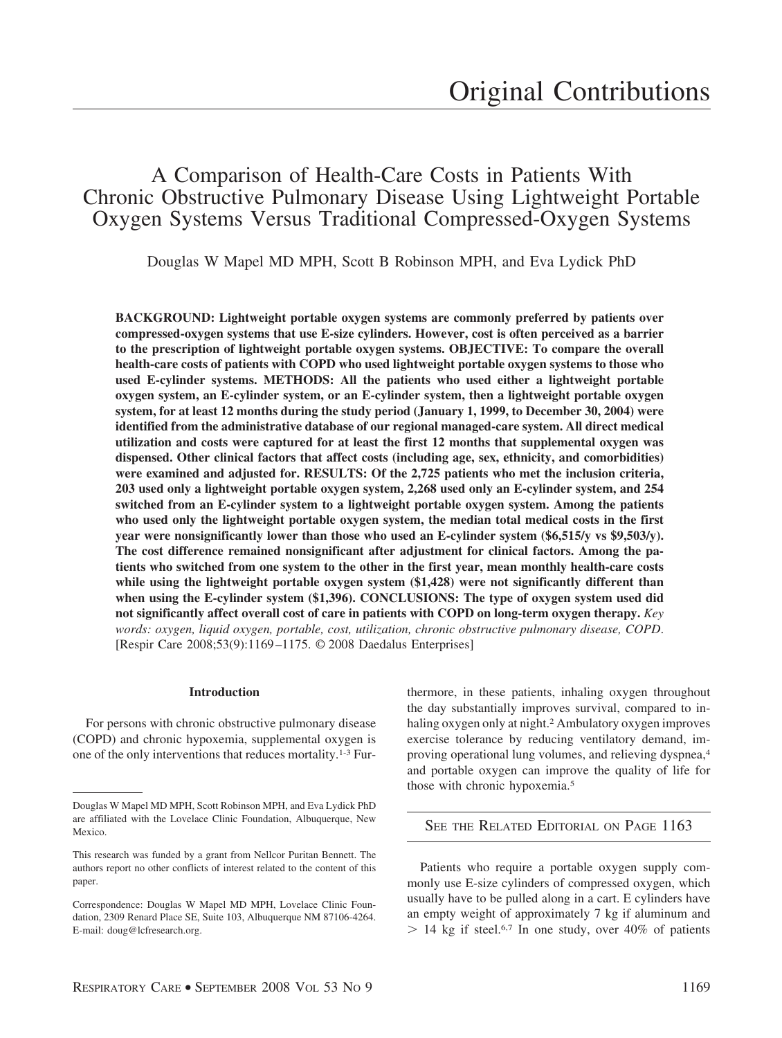Original Contributions

# A Comparison of Health-Care Costs in Patients With Chronic Obstructive Pulmonary Disease Using Lightweight Portable Oxygen Systems Versus Traditional Compressed-Oxygen Systems

Douglas W Mapel MD MPH, Scott B Robinson MPH, and Eva Lydick PhD

**BACKGROUND: Lightweight portable oxygen systems are commonly preferred by patients over compressed-oxygen systems that use E-size cylinders. However, cost is often perceived as a barrier to the prescription of lightweight portable oxygen systems. OBJECTIVE: To compare the overall health-care costs of patients with COPD who used lightweight portable oxygen systems to those who used E-cylinder systems. METHODS: All the patients who used either a lightweight portable oxygen system, an E-cylinder system, or an E-cylinder system, then a lightweight portable oxygen system, for at least 12 months during the study period (January 1, 1999, to December 30, 2004) were identified from the administrative database of our regional managed-care system. All direct medical utilization and costs were captured for at least the first 12 months that supplemental oxygen was dispensed. Other clinical factors that affect costs (including age, sex, ethnicity, and comorbidities) were examined and adjusted for. RESULTS: Of the 2,725 patients who met the inclusion criteria, 203 used only a lightweight portable oxygen system, 2,268 used only an E-cylinder system, and 254 switched from an E-cylinder system to a lightweight portable oxygen system. Among the patients who used only the lightweight portable oxygen system, the median total medical costs in the first year were nonsignificantly lower than those who used an E-cylinder system ($6,515/y vs $9,503/y). The cost difference remained nonsignificant after adjustment for clinical factors. Among the patients who switched from one system to the other in the first year, mean monthly health-care costs while using the lightweight portable oxygen system ($1,428) were not significantly different than when using the E-cylinder system ($1,396). CONCLUSIONS: The type of oxygen system used did not significantly affect overall cost of care in patients with COPD on long-term oxygen therapy.** *Key words: oxygen, liquid oxygen, portable, cost, utilization, chronic obstructive pulmonary disease, COPD.* [Respir Care 2008;53(9):1169–1175. © 2008 Daedalus Enterprises]

## Introduction

For persons with chronic obstructive pulmonary disease (COPD) and chronic hypoxemia, supplemental oxygen is one of the only interventions that reduces mortality.[1-3] Furthermore, in these patients, inhaling oxygen throughout the day substantially improves survival, compared to inhaling oxygen only at night.[2] Ambulatory oxygen improves exercise tolerance by reducing ventilatory demand, improving operational lung volumes, and relieving dyspnea,[4] and portable oxygen can improve the quality of life for those with chronic hypoxemia.[5]

SEE THE RELATED EDITORIAL ON PAGE 1163

Patients who require a portable oxygen supply commonly use E-size cylinders of compressed oxygen, which usually have to be pulled along in a cart. E cylinders have an empty weight of approximately 7 kg if aluminum and > 14 kg if steel.[6,7] In one study, over 40% of patients

---

Douglas W Mapel MD MPH, Scott Robinson MPH, and Eva Lydick PhD are affiliated with the Lovelace Clinic Foundation, Albuquerque, New Mexico.

This research was funded by a grant from Nellcor Puritan Bennett. The authors report no other conflicts of interest related to the content of this paper.

Correspondence: Douglas W Mapel MD MPH, Lovelace Clinic Foundation, 2309 Renard Place SE, Suite 103, Albuquerque NM 87106-4264. E-mail: doug@lcfresearch.org.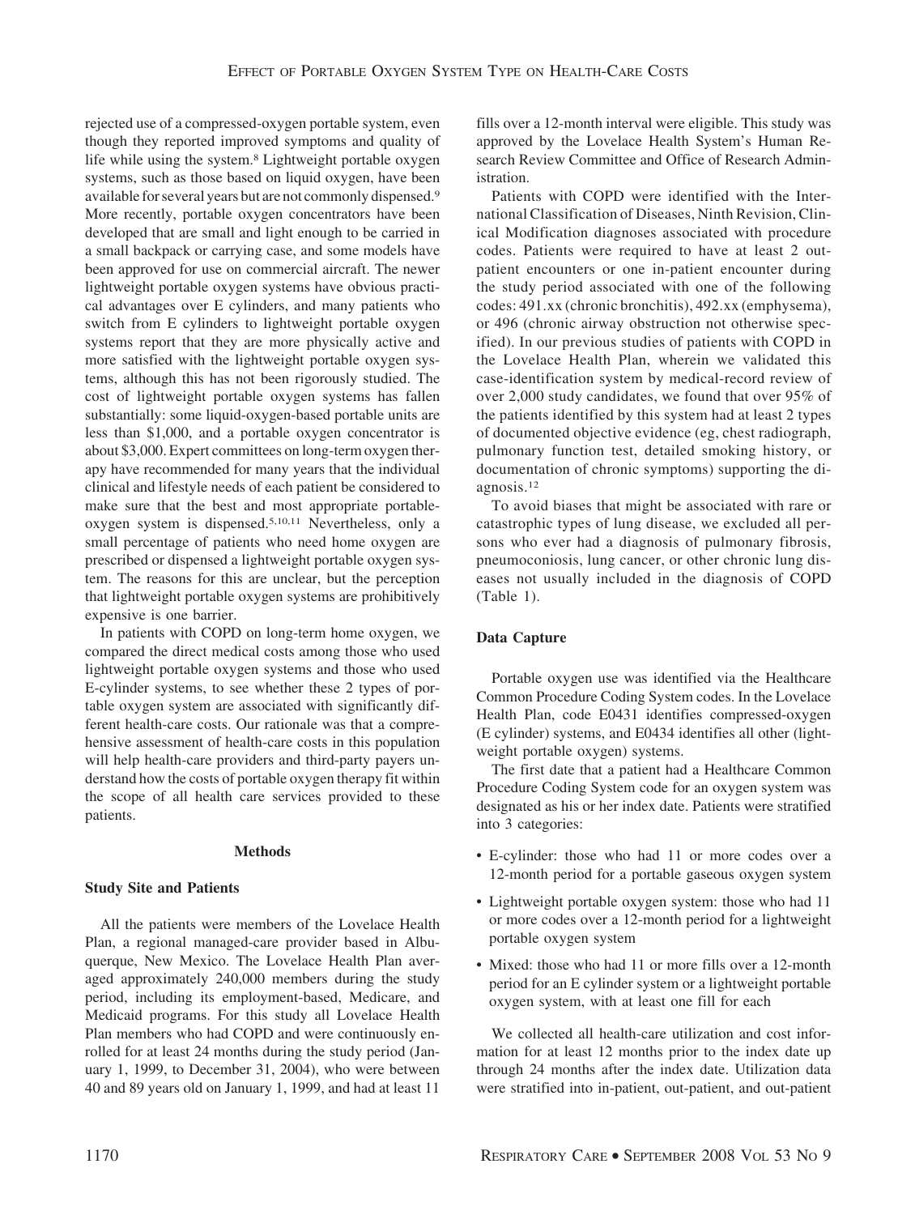rejected use of a compressed-oxygen portable system, even though they reported improved symptoms and quality of life while using the system.[8] Lightweight portable oxygen systems, such as those based on liquid oxygen, have been available for several years but are not commonly dispensed.[9] More recently, portable oxygen concentrators have been developed that are small and light enough to be carried in a small backpack or carrying case, and some models have been approved for use on commercial aircraft. The newer lightweight portable oxygen systems have obvious practical advantages over E cylinders, and many patients who switch from E cylinders to lightweight portable oxygen systems report that they are more physically active and more satisfied with the lightweight portable oxygen systems, although this has not been rigorously studied. The cost of lightweight portable oxygen systems has fallen substantially: some liquid-oxygen-based portable units are less than $1,000, and a portable oxygen concentrator is about $3,000. Expert committees on long-term oxygen therapy have recommended for many years that the individual clinical and lifestyle needs of each patient be considered to make sure that the best and most appropriate portable-oxygen system is dispensed.[5,10,11] Nevertheless, only a small percentage of patients who need home oxygen are prescribed or dispensed a lightweight portable oxygen system. The reasons for this are unclear, but the perception that lightweight portable oxygen systems are prohibitively expensive is one barrier.

In patients with COPD on long-term home oxygen, we compared the direct medical costs among those who used lightweight portable oxygen systems and those who used E-cylinder systems, to see whether these 2 types of portable oxygen system are associated with significantly different health-care costs. Our rationale was that a comprehensive assessment of health-care costs in this population will help health-care providers and third-party payers understand how the costs of portable oxygen therapy fit within the scope of all health care services provided to these patients.

## Methods

### Study Site and Patients

All the patients were members of the Lovelace Health Plan, a regional managed-care provider based in Albuquerque, New Mexico. The Lovelace Health Plan averaged approximately 240,000 members during the study period, including its employment-based, Medicare, and Medicaid programs. For this study all Lovelace Health Plan members who had COPD and were continuously enrolled for at least 24 months during the study period (January 1, 1999, to December 31, 2004), who were between 40 and 89 years old on January 1, 1999, and had at least 11 fills over a 12-month interval were eligible. This study was approved by the Lovelace Health System's Human Research Review Committee and Office of Research Administration.

Patients with COPD were identified with the International Classification of Diseases, Ninth Revision, Clinical Modification diagnoses associated with procedure codes. Patients were required to have at least 2 out-patient encounters or one in-patient encounter during the study period associated with one of the following codes: 491.xx (chronic bronchitis), 492.xx (emphysema), or 496 (chronic airway obstruction not otherwise specified). In our previous studies of patients with COPD in the Lovelace Health Plan, wherein we validated this case-identification system by medical-record review of over 2,000 study candidates, we found that over 95% of the patients identified by this system had at least 2 types of documented objective evidence (eg, chest radiograph, pulmonary function test, detailed smoking history, or documentation of chronic symptoms) supporting the diagnosis.[12]

To avoid biases that might be associated with rare or catastrophic types of lung disease, we excluded all persons who ever had a diagnosis of pulmonary fibrosis, pneumoconiosis, lung cancer, or other chronic lung diseases not usually included in the diagnosis of COPD (Table 1).

### Data Capture

Portable oxygen use was identified via the Healthcare Common Procedure Coding System codes. In the Lovelace Health Plan, code E0431 identifies compressed-oxygen (E cylinder) systems, and E0434 identifies all other (lightweight portable oxygen) systems.

The first date that a patient had a Healthcare Common Procedure Coding System code for an oxygen system was designated as his or her index date. Patients were stratified into 3 categories:

- E-cylinder: those who had 11 or more codes over a 12-month period for a portable gaseous oxygen system
- Lightweight portable oxygen system: those who had 11 or more codes over a 12-month period for a lightweight portable oxygen system
- Mixed: those who had 11 or more fills over a 12-month period for an E cylinder system or a lightweight portable oxygen system, with at least one fill for each

We collected all health-care utilization and cost information for at least 12 months prior to the index date up through 24 months after the index date. Utilization data were stratified into in-patient, out-patient, and out-patient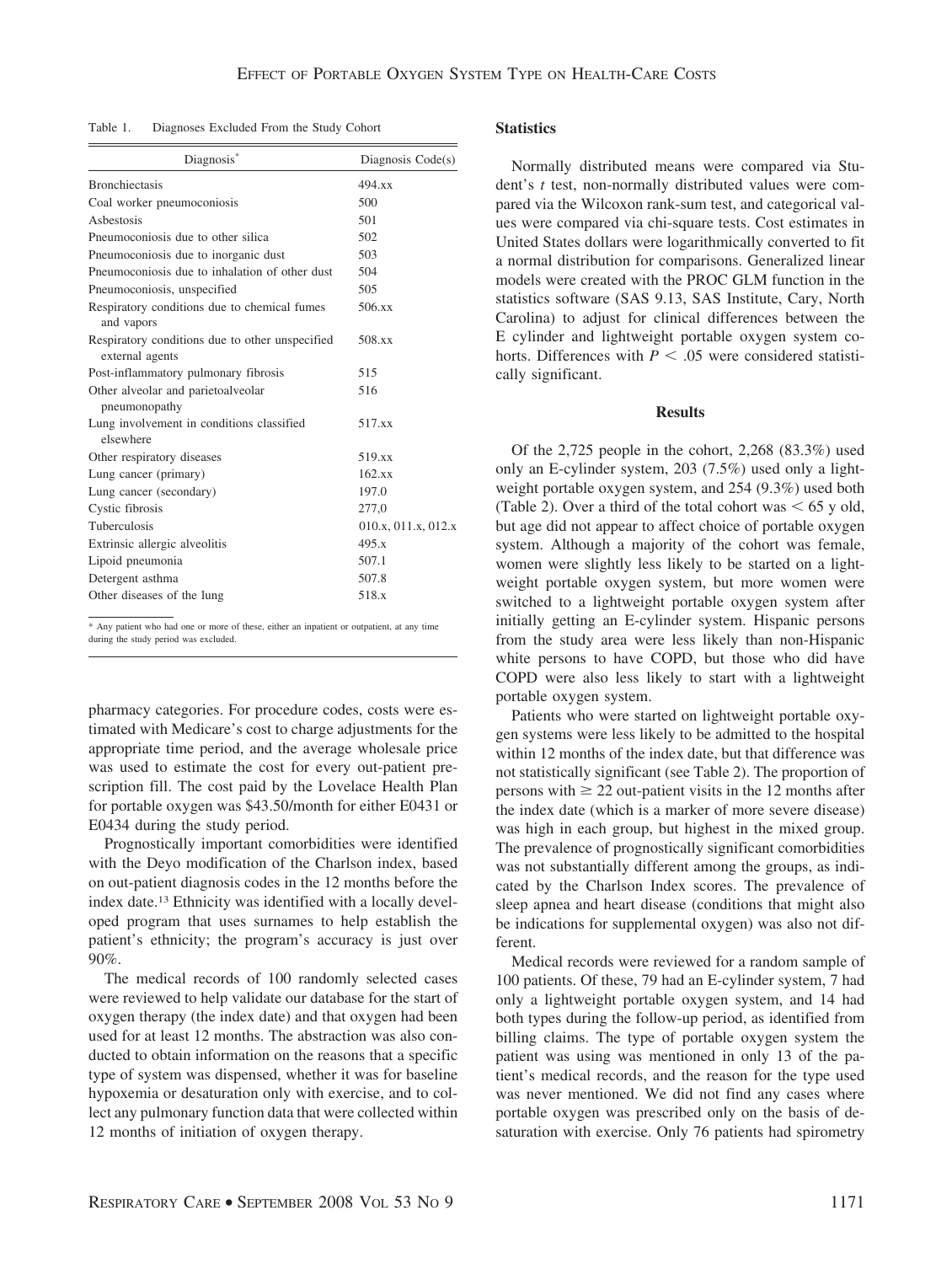Table 1. Diagnoses Excluded From the Study Cohort

| Diagnosis* | Diagnosis Code(s) |
|---|---|
| Bronchiectasis | 494.xx |
| Coal worker pneumoconiosis | 500 |
| Asbestosis | 501 |
| Pneumoconiosis due to other silica | 502 |
| Pneumoconiosis due to inorganic dust | 503 |
| Pneumoconiosis due to inhalation of other dust | 504 |
| Pneumoconiosis, unspecified | 505 |
| Respiratory conditions due to chemical fumes and vapors | 506.xx |
| Respiratory conditions due to other unspecified external agents | 508.xx |
| Post-inflammatory pulmonary fibrosis | 515 |
| Other alveolar and parietoalveolar pneumonopathy | 516 |
| Lung involvement in conditions classified elsewhere | 517.xx |
| Other respiratory diseases | 519.xx |
| Lung cancer (primary) | 162.xx |
| Lung cancer (secondary) | 197.0 |
| Cystic fibrosis | 277,0 |
| Tuberculosis | 010.x, 011.x, 012.x |
| Extrinsic allergic alveolitis | 495.x |
| Lipoid pneumonia | 507.1 |
| Detergent asthma | 507.8 |
| Other diseases of the lung | 518.x |

* Any patient who had one or more of these, either an inpatient or outpatient, at any time during the study period was excluded.

pharmacy categories. For procedure codes, costs were estimated with Medicare's cost to charge adjustments for the appropriate time period, and the average wholesale price was used to estimate the cost for every out-patient prescription fill. The cost paid by the Lovelace Health Plan for portable oxygen was \$43.50/month for either E0431 or E0434 during the study period.

Prognostically important comorbidities were identified with the Deyo modification of the Charlson index, based on out-patient diagnosis codes in the 12 months before the index date.[13] Ethnicity was identified with a locally developed program that uses surnames to help establish the patient's ethnicity; the program's accuracy is just over 90%.

The medical records of 100 randomly selected cases were reviewed to help validate our database for the start of oxygen therapy (the index date) and that oxygen had been used for at least 12 months. The abstraction was also conducted to obtain information on the reasons that a specific type of system was dispensed, whether it was for baseline hypoxemia or desaturation only with exercise, and to collect any pulmonary function data that were collected within 12 months of initiation of oxygen therapy.

### Statistics

Normally distributed means were compared via Student's *t* test, non-normally distributed values were compared via the Wilcoxon rank-sum test, and categorical values were compared via chi-square tests. Cost estimates in United States dollars were logarithmically converted to fit a normal distribution for comparisons. Generalized linear models were created with the PROC GLM function in the statistics software (SAS 9.13, SAS Institute, Cary, North Carolina) to adjust for clinical differences between the E cylinder and lightweight portable oxygen system cohorts. Differences with $P < .05$ were considered statistically significant.

## Results

Of the 2,725 people in the cohort, 2,268 (83.3%) used only an E-cylinder system, 203 (7.5%) used only a lightweight portable oxygen system, and 254 (9.3%) used both (Table 2). Over a third of the total cohort was < 65 y old, but age did not appear to affect choice of portable oxygen system. Although a majority of the cohort was female, women were slightly less likely to be started on a lightweight portable oxygen system, but more women were switched to a lightweight portable oxygen system after initially getting an E-cylinder system. Hispanic persons from the study area were less likely than non-Hispanic white persons to have COPD, but those who did have COPD were also less likely to start with a lightweight portable oxygen system.

Patients who were started on lightweight portable oxygen systems were less likely to be admitted to the hospital within 12 months of the index date, but that difference was not statistically significant (see Table 2). The proportion of persons with ≥ 22 out-patient visits in the 12 months after the index date (which is a marker of more severe disease) was high in each group, but highest in the mixed group. The prevalence of prognostically significant comorbidities was not substantially different among the groups, as indicated by the Charlson Index scores. The prevalence of sleep apnea and heart disease (conditions that might also be indications for supplemental oxygen) was also not different.

Medical records were reviewed for a random sample of 100 patients. Of these, 79 had an E-cylinder system, 7 had only a lightweight portable oxygen system, and 14 had both types during the follow-up period, as identified from billing claims. The type of portable oxygen system the patient was using was mentioned in only 13 of the patient's medical records, and the reason for the type used was never mentioned. We did not find any cases where portable oxygen was prescribed only on the basis of desaturation with exercise. Only 76 patients had spirometry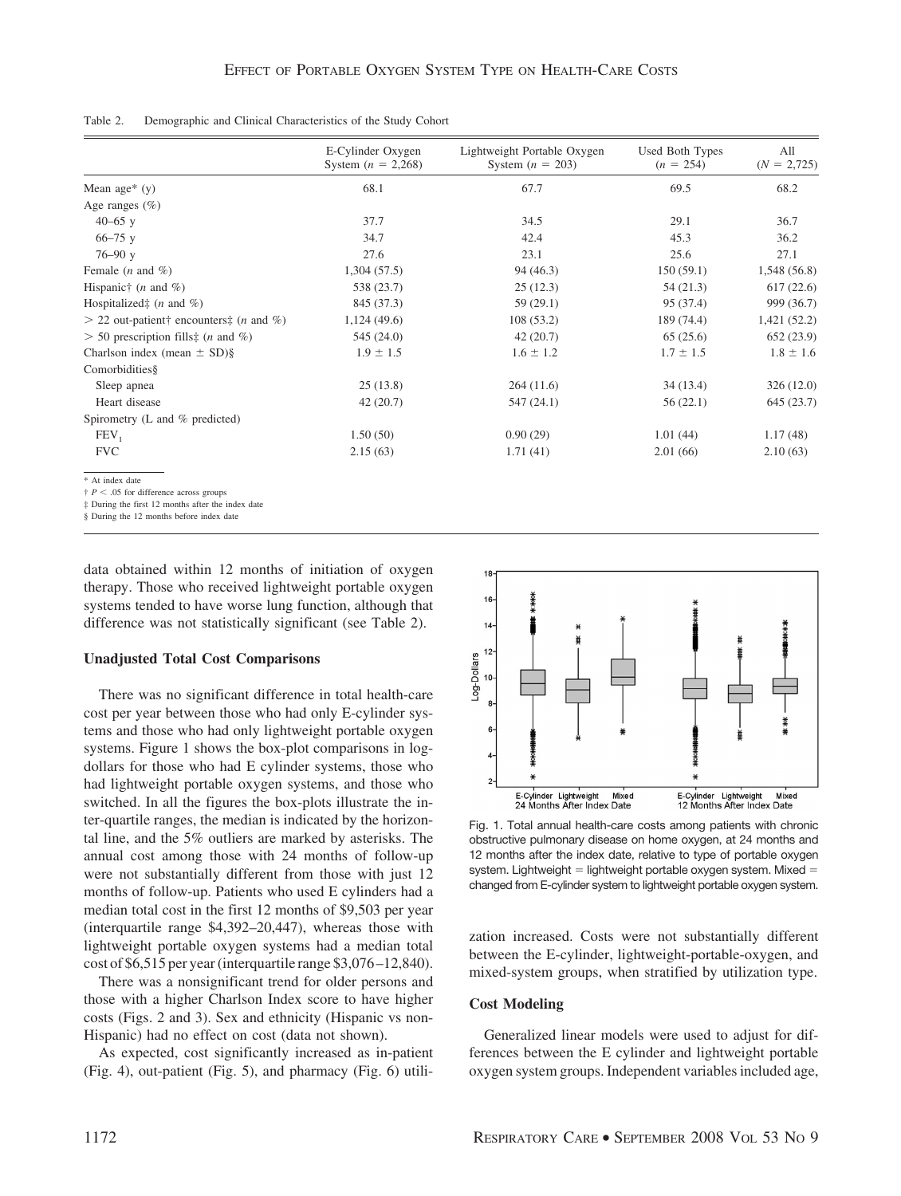Table 2. Demographic and Clinical Characteristics of the Study Cohort

| | E-Cylinder Oxygen System ($n$ = 2,268) | Lightweight Portable Oxygen System ($n$ = 203) | Used Both Types ($n$ = 254) | All ($N$ = 2,725) |
|---|---|---|---|---|
| Mean age* (y) | 68.1 | 67.7 | 69.5 | 68.2 |
| Age ranges (%) | | | | |
| 40–65 y | 37.7 | 34.5 | 29.1 | 36.7 |
| 66–75 y | 34.7 | 42.4 | 45.3 | 36.2 |
| 76–90 y | 27.6 | 23.1 | 25.6 | 27.1 |
| Female ($n$ and %) | 1,304 (57.5) | 94 (46.3) | 150 (59.1) | 1,548 (56.8) |
| Hispanic† ($n$ and %) | 538 (23.7) | 25 (12.3) | 54 (21.3) | 617 (22.6) |
| Hospitalized‡ ($n$ and %) | 845 (37.3) | 59 (29.1) | 95 (37.4) | 999 (36.7) |
| > 22 out-patient† encounters‡ ($n$ and %) | 1,124 (49.6) | 108 (53.2) | 189 (74.4) | 1,421 (52.2) |
| > 50 prescription fills‡ ($n$ and %) | 545 (24.0) | 42 (20.7) | 65 (25.6) | 652 (23.9) |
| Charlson index (mean ± SD)§ | 1.9 ± 1.5 | 1.6 ± 1.2 | 1.7 ± 1.5 | 1.8 ± 1.6 |
| Comorbidities§ | | | | |
| Sleep apnea | 25 (13.8) | 264 (11.6) | 34 (13.4) | 326 (12.0) |
| Heart disease | 42 (20.7) | 547 (24.1) | 56 (22.1) | 645 (23.7) |
| Spirometry (L and % predicted) | | | | |
| $FEV_1$ | 1.50 (50) | 0.90 (29) | 1.01 (44) | 1.17 (48) |
| FVC | 2.15 (63) | 1.71 (41) | 2.01 (66) | 2.10 (63) |

\* At index date
† $P < .05$ for difference across groups
‡ During the first 12 months after the index date
§ During the 12 months before index date

data obtained within 12 months of initiation of oxygen therapy. Those who received lightweight portable oxygen systems tended to have worse lung function, although that difference was not statistically significant (see Table 2).

### Unadjusted Total Cost Comparisons

There was no significant difference in total health-care cost per year between those who had only E-cylinder systems and those who had only lightweight portable oxygen systems. Figure 1 shows the box-plot comparisons in log-dollars for those who had E cylinder systems, those who had lightweight portable oxygen systems, and those who switched. In all the figures the box-plots illustrate the inter-quartile ranges, the median is indicated by the horizontal line, and the 5% outliers are marked by asterisks. The annual cost among those with 24 months of follow-up were not substantially different from those with just 12 months of follow-up. Patients who used E cylinders had a median total cost in the first 12 months of \$9,503 per year (interquartile range \$4,392–20,447), whereas those with lightweight portable oxygen systems had a median total cost of \$6,515 per year (interquartile range \$3,076–12,840).

There was a nonsignificant trend for older persons and those with a higher Charlson Index score to have higher costs (Figs. 2 and 3). Sex and ethnicity (Hispanic vs non-Hispanic) had no effect on cost (data not shown).

As expected, cost significantly increased as in-patient (Fig. 4), out-patient (Fig. 5), and pharmacy (Fig. 6) utilization increased. Costs were not substantially different between the E-cylinder, lightweight-portable-oxygen, and mixed-system groups, when stratified by utilization type.

Fig. 1. Total annual health-care costs among patients with chronic obstructive pulmonary disease on home oxygen, at 24 months and 12 months after the index date, relative to type of portable oxygen system. Lightweight = lightweight portable oxygen system. Mixed = changed from E-cylinder system to lightweight portable oxygen system.

### Cost Modeling

Generalized linear models were used to adjust for differences between the E cylinder and lightweight portable oxygen system groups. Independent variables included age,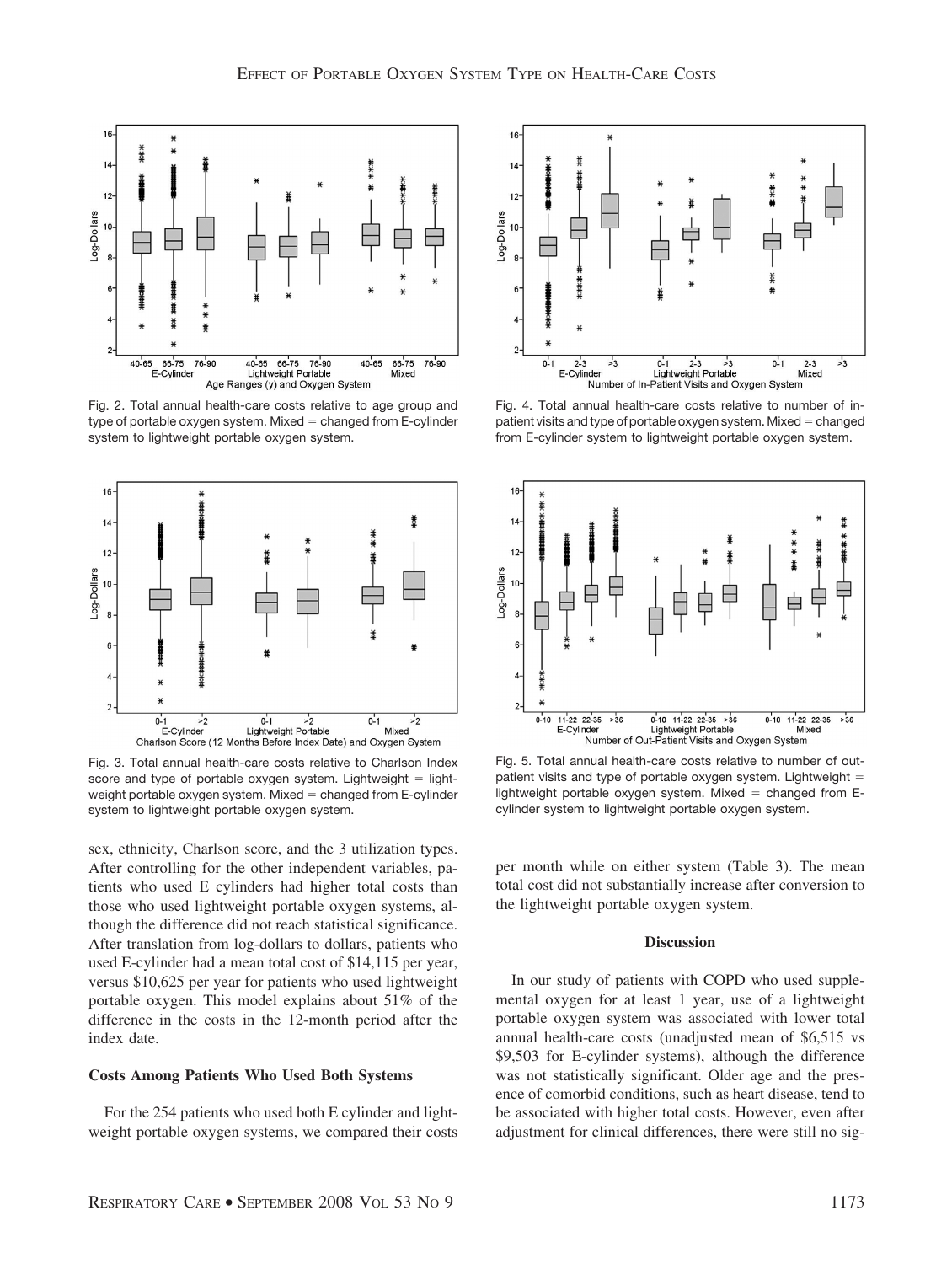Fig. 2. Total annual health-care costs relative to age group and type of portable oxygen system. Mixed = changed from E-cylinder system to lightweight portable oxygen system.

Fig. 3. Total annual health-care costs relative to Charlson Index score and type of portable oxygen system. Lightweight = lightweight portable oxygen system. Mixed = changed from E-cylinder system to lightweight portable oxygen system.

Fig. 4. Total annual health-care costs relative to number of in-patient visits and type of portable oxygen system. Mixed = changed from E-cylinder system to lightweight portable oxygen system.

Fig. 5. Total annual health-care costs relative to number of out-patient visits and type of portable oxygen system. Lightweight = lightweight portable oxygen system. Mixed = changed from E-cylinder system to lightweight portable oxygen system.

sex, ethnicity, Charlson score, and the 3 utilization types. After controlling for the other independent variables, patients who used E cylinders had higher total costs than those who used lightweight portable oxygen systems, although the difference did not reach statistical significance. After translation from log-dollars to dollars, patients who used E-cylinder had a mean total cost of $14,115 per year, versus $10,625 per year for patients who used lightweight portable oxygen. This model explains about 51% of the difference in the costs in the 12-month period after the index date.

### Costs Among Patients Who Used Both Systems

For the 254 patients who used both E cylinder and lightweight portable oxygen systems, we compared their costs per month while on either system (Table 3). The mean total cost did not substantially increase after conversion to the lightweight portable oxygen system.

## Discussion

In our study of patients with COPD who used supplemental oxygen for at least 1 year, use of a lightweight portable oxygen system was associated with lower total annual health-care costs (unadjusted mean of $6,515 vs $9,503 for E-cylinder systems), although the difference was not statistically significant. Older age and the presence of comorbid conditions, such as heart disease, tend to be associated with higher total costs. However, even after adjustment for clinical differences, there were still no sig-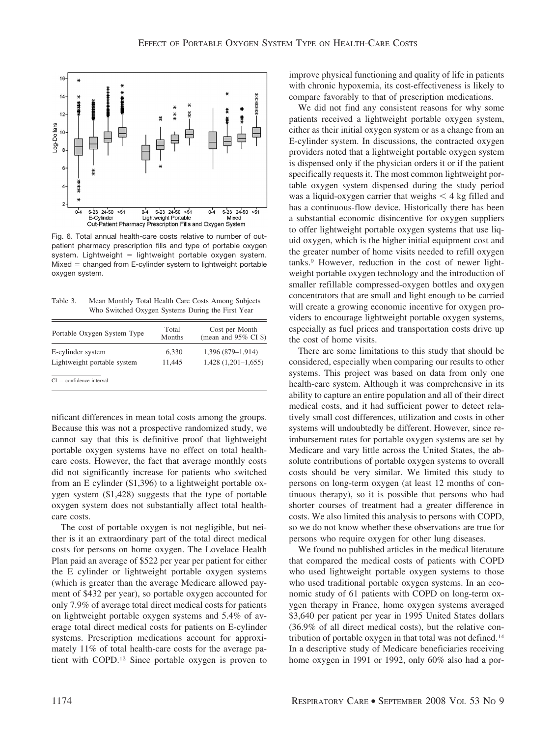Fig. 6. Total annual health-care costs relative to number of out-patient pharmacy prescription fills and type of portable oxygen system. Lightweight = lightweight portable oxygen system. Mixed = changed from E-cylinder system to lightweight portable oxygen system.

Table 3. Mean Monthly Total Health Care Costs Among Subjects Who Switched Oxygen Systems During the First Year

| Portable Oxygen System Type | Total Months | Cost per Month (mean and 95% CI $) |
|---|---|---|
| E-cylinder system | 6,330 | 1,396 (879–1,914) |
| Lightweight portable system | 11,445 | 1,428 (1,201–1,655) |

CI = confidence interval

nificant differences in mean total costs among the groups. Because this was not a prospective randomized study, we cannot say that this is definitive proof that lightweight portable oxygen systems have no effect on total health-care costs. However, the fact that average monthly costs did not significantly increase for patients who switched from an E cylinder ($1,396) to a lightweight portable oxygen system ($1,428) suggests that the type of portable oxygen system does not substantially affect total health-care costs.

The cost of portable oxygen is not negligible, but neither is it an extraordinary part of the total direct medical costs for persons on home oxygen. The Lovelace Health Plan paid an average of $522 per year per patient for either the E cylinder or lightweight portable oxygen systems (which is greater than the average Medicare allowed payment of $432 per year), so portable oxygen accounted for only 7.9% of average total direct medical costs for patients on lightweight portable oxygen systems and 5.4% of average total direct medical costs for patients on E-cylinder systems. Prescription medications account for approximately 11% of total health-care costs for the average patient with COPD.[12] Since portable oxygen is proven to improve physical functioning and quality of life in patients with chronic hypoxemia, its cost-effectiveness is likely to compare favorably to that of prescription medications.

We did not find any consistent reasons for why some patients received a lightweight portable oxygen system, either as their initial oxygen system or as a change from an E-cylinder system. In discussions, the contracted oxygen providers noted that a lightweight portable oxygen system is dispensed only if the physician orders it or if the patient specifically requests it. The most common lightweight portable oxygen system dispensed during the study period was a liquid-oxygen carrier that weighs < 4 kg filled and has a continuous-flow device. Historically there has been a substantial economic disincentive for oxygen suppliers to offer lightweight portable oxygen systems that use liquid oxygen, which is the higher initial equipment cost and the greater number of home visits needed to refill oxygen tanks.[9] However, reduction in the cost of newer lightweight portable oxygen technology and the introduction of smaller refillable compressed-oxygen bottles and oxygen concentrators that are small and light enough to be carried will create a growing economic incentive for oxygen providers to encourage lightweight portable oxygen systems, especially as fuel prices and transportation costs drive up the cost of home visits.

There are some limitations to this study that should be considered, especially when comparing our results to other systems. This project was based on data from only one health-care system. Although it was comprehensive in its ability to capture an entire population and all of their direct medical costs, and it had sufficient power to detect relatively small cost differences, utilization and costs in other systems will undoubtedly be different. However, since reimbursement rates for portable oxygen systems are set by Medicare and vary little across the United States, the absolute contributions of portable oxygen systems to overall costs should be very similar. We limited this study to persons on long-term oxygen (at least 12 months of continuous therapy), so it is possible that persons who had shorter courses of treatment had a greater difference in costs. We also limited this analysis to persons with COPD, so we do not know whether these observations are true for persons who require oxygen for other lung diseases.

We found no published articles in the medical literature that compared the medical costs of patients with COPD who used lightweight portable oxygen systems to those who used traditional portable oxygen systems. In an economic study of 61 patients with COPD on long-term oxygen therapy in France, home oxygen systems averaged $3,640 per patient per year in 1995 United States dollars (36.9% of all direct medical costs), but the relative contribution of portable oxygen in that total was not defined.[14] In a descriptive study of Medicare beneficiaries receiving home oxygen in 1991 or 1992, only 60% also had a por-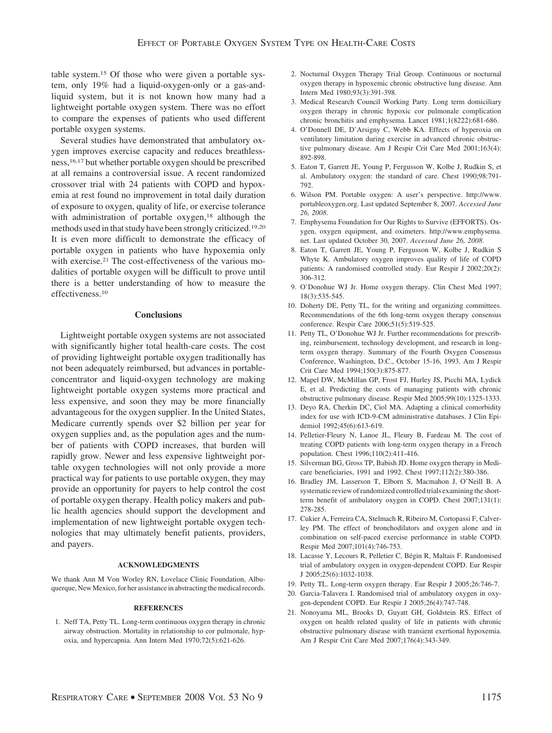table system.[15] Of those who were given a portable system, only 19% had a liquid-oxygen-only or a gas-and-liquid system, but it is not known how many had a lightweight portable oxygen system. There was no effort to compare the expenses of patients who used different portable oxygen systems.

Several studies have demonstrated that ambulatory oxygen improves exercise capacity and reduces breathlessness,[16,17] but whether portable oxygen should be prescribed at all remains a controversial issue. A recent randomized crossover trial with 24 patients with COPD and hypoxemia at rest found no improvement in total daily duration of exposure to oxygen, quality of life, or exercise tolerance with administration of portable oxygen,[18] although the methods used in that study have been strongly criticized.[19,20] It is even more difficult to demonstrate the efficacy of portable oxygen in patients who have hypoxemia only with exercise.[21] The cost-effectiveness of the various modalities of portable oxygen will be difficult to prove until there is a better understanding of how to measure the effectiveness.[10]

## Conclusions

Lightweight portable oxygen systems are not associated with significantly higher total health-care costs. The cost of providing lightweight portable oxygen traditionally has not been adequately reimbursed, but advances in portable-concentrator and liquid-oxygen technology are making lightweight portable oxygen systems more practical and less expensive, and soon they may be more financially advantageous for the oxygen supplier. In the United States, Medicare currently spends over $2 billion per year for oxygen supplies and, as the population ages and the number of patients with COPD increases, that burden will rapidly grow. Newer and less expensive lightweight portable oxygen technologies will not only provide a more practical way for patients to use portable oxygen, they may provide an opportunity for payers to help control the cost of portable oxygen therapy. Health policy makers and public health agencies should support the development and implementation of new lightweight portable oxygen technologies that may ultimately benefit patients, providers, and payers.

### ACKNOWLEDGMENTS

We thank Ann M Von Worley RN, Lovelace Clinic Foundation, Albuquerque, New Mexico, for her assistance in abstracting the medical records.

### REFERENCES

1. Neff TA, Petty TL. Long-term continuous oxygen therapy in chronic airway obstruction. Mortality in relationship to cor pulmonale, hypoxia, and hypercapnia. Ann Intern Med 1970;72(5):621-626.
2. Nocturnal Oxygen Therapy Trial Group. Continuous or nocturnal oxygen therapy in hypoxemic chronic obstructive lung disease. Ann Intern Med 1980;93(3):391-398.
3. Medical Research Council Working Party. Long term domiciliary oxygen therapy in chronic hypoxic cor pulmonale complication chronic bronchitis and emphysema. Lancet 1981;1(8222):681-686.
4. O'Donnell DE, D'Arsigny C, Webb KA. Effects of hyperoxia on ventilatory limitation during exercise in advanced chronic obstructive pulmonary disease. Am J Respir Crit Care Med 2001;163(4): 892-898.
5. Eaton T, Garrett JE, Young P, Fergusson W, Kolbe J, Rudkin S, et al. Ambulatory oxygen: the standard of care. Chest 1990;98:791-792.
6. Wilson PM. Portable oxygen: A user's perspective. http://www.portableoxygen.org. Last updated September 8, 2007. *Accessed June 26, 2008.*
7. Emphysema Foundation for Our Rights to Survive (EFFORTS). Oxygen, oxygen equipment, and oximeters. http://www.emphysema.net. Last updated October 30, 2007. *Accessed June 26, 2008.*
8. Eaton T, Garrett JE, Young P, Fergusson W, Kolbe J, Rudkin S Whyte K. Ambulatory oxygen improves quality of life of COPD patients: A randomised controlled study. Eur Respir J 2002;20(2): 306-312.
9. O'Donohue WJ Jr. Home oxygen therapy. Clin Chest Med 1997; 18(3):535-545.
10. Doherty DE, Petty TL, for the writing and organizing committees. Recommendations of the 6th long-term oxygen therapy consensus conference. Respir Care 2006;51(5):519-525.
11. Petty TL, O'Donohue WJ Jr. Further recommendations for prescribing, reimbursement, technology development, and research in long-term oxygen therapy. Summary of the Fourth Oxygen Consensus Conference, Washington, D.C., October 15-16, 1993. Am J Respir Crit Care Med 1994;150(3):875-877.
12. Mapel DW, McMillan GP, Frost FJ, Hurley JS, Picchi MA, Lydick E, et al. Predicting the costs of managing patients with chronic obstructive pulmonary disease. Respir Med 2005;99(10):1325-1333.
13. Deyo RA, Cherkin DC, Ciol MA. Adapting a clinical comorbidity index for use with ICD-9-CM administrative databases. J Clin Epidemiol 1992;45(6):613-619.
14. Pelletier-Fleury N, Lanoe JL, Fleury B, Fardeau M. The cost of treating COPD patients with long-term oxygen therapy in a French population. Chest 1996;110(2):411-416.
15. Silverman BG, Gross TP, Babish JD. Home oxygen therapy in Medicare beneficiaries, 1991 and 1992. Chest 1997;112(2):380-386.
16. Bradley JM, Lasserson T, Elborn S, Macmahon J, O'Neill B. A systematic review of randomized controlled trials examining the short-term benefit of ambulatory oxygen in COPD. Chest 2007;131(1): 278-285.
17. Cukier A, Ferreira CA, Stelmach R, Ribeiro M, Cortopassi F, Calverley PM. The effect of bronchodilators and oxygen alone and in combination on self-paced exercise performance in stable COPD. Respir Med 2007;101(4):746-753.
18. Lacasse Y, Lecours R, Pelletier C, Bégin R, Maltais F. Randomised trial of ambulatory oxygen in oxygen-dependent COPD. Eur Respir J 2005;25(6):1032-1038.
19. Petty TL. Long-term oxygen therapy. Eur Respir J 2005;26:746-7.
20. Garcia-Talavera I. Randomised trial of ambulatory oxygen in oxygen-dependent COPD. Eur Respir J 2005;26(4):747-748.
21. Nonoyama ML, Brooks D, Guyatt GH, Goldstein RS. Effect of oxygen on health related quality of life in patients with chronic obstructive pulmonary disease with transient exertional hypoxemia. Am J Respir Crit Care Med 2007;176(4):343-349.